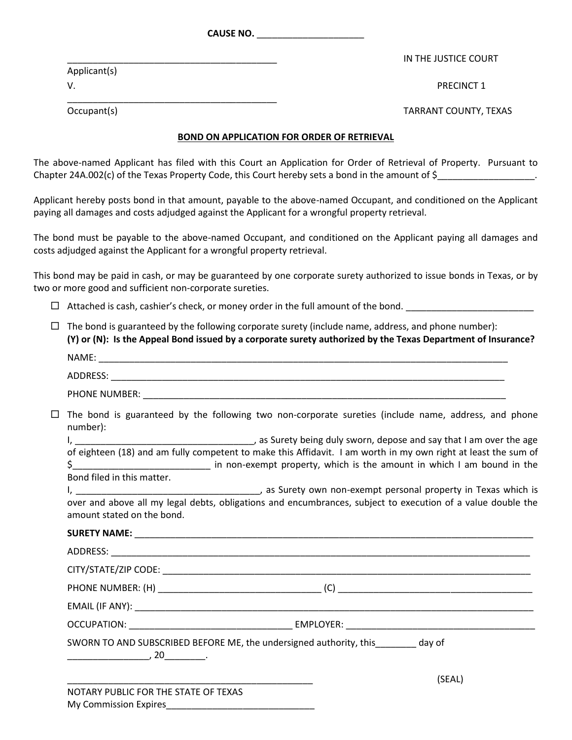**CAUSE NO. ____________________**

| | |
|---|---|
| ________________________________________ | IN THE JUSTICE COURT |
| Applicant(s) | |
| V. | PRECINCT 1 |
| ________________________________________ | |
| Occupant(s) | TARRANT COUNTY, TEXAS |

**BOND ON APPLICATION FOR ORDER OF RETRIEVAL**

The above-named Applicant has filed with this Court an Application for Order of Retrieval of Property. Pursuant to Chapter 24A.002(c) of the Texas Property Code, this Court hereby sets a bond in the amount of $__________________.

Applicant hereby posts bond in that amount, payable to the above-named Occupant, and conditioned on the Applicant paying all damages and costs adjudged against the Applicant for a wrongful property retrieval.

The bond must be payable to the above-named Occupant, and conditioned on the Applicant paying all damages and costs adjudged against the Applicant for a wrongful property retrieval.

This bond may be paid in cash, or may be guaranteed by one corporate surety authorized to issue bonds in Texas, or by two or more good and sufficient non-corporate sureties.

- ☐ Attached is cash, cashier's check, or money order in the full amount of the bond. ________________________
- ☐ The bond is guaranteed by the following corporate surety (include name, address, and phone number):
  **(Y) or (N): Is the Appeal Bond issued by a corporate surety authorized by the Texas Department of Insurance?**

  NAME: ________________________________________________________________________________

  ADDRESS: _____________________________________________________________________________

  PHONE NUMBER: ________________________________________________________________________

- ☐ The bond is guaranteed by the following two non-corporate sureties (include name, address, and phone number):
  I, __________________________________, as Surety being duly sworn, depose and say that I am over the age of eighteen (18) and am fully competent to make this Affidavit. I am worth in my own right at least the sum of $__________________________ in non-exempt property, which is the amount in which I am bound in the Bond filed in this matter.
  I, ___________________________________, as Surety own non-exempt personal property in Texas which is over and above all my legal debts, obligations and encumbrances, subject to execution of a value double the amount stated on the bond.

  **SURETY NAME:** ______________________________________________________________________

  ADDRESS: _____________________________________________________________________________

  CITY/STATE/ZIP CODE: __________________________________________________________________

  PHONE NUMBER: (H) ________________________________ (C) ______________________________________

  EMAIL (IF ANY): _______________________________________________________________________

  OCCUPATION: ________________________________ EMPLOYER: ______________________________________

  SWORN TO AND SUBSCRIBED BEFORE ME, the undersigned authority, this________ day of ________________, 20________.

  ________________________________________________ (SEAL)

  NOTARY PUBLIC FOR THE STATE OF TEXAS
  My Commission Expires____________________________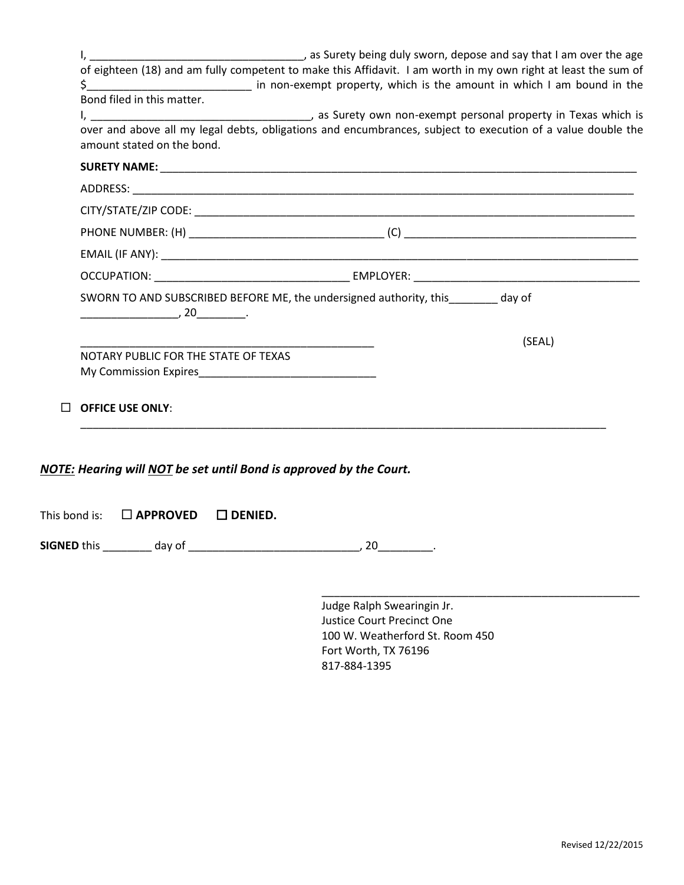I, ___________________________________, as Surety being duly sworn, depose and say that I am over the age of eighteen (18) and am fully competent to make this Affidavit. I am worth in my own right at least the sum of $___________________________ in non-exempt property, which is the amount in which I am bound in the Bond filed in this matter.

I, ____________________________________, as Surety own non-exempt personal property in Texas which is over and above all my legal debts, obligations and encumbrances, subject to execution of a value double the amount stated on the bond.

**SURETY NAME:** ________________________________________________________________________________

ADDRESS: ____________________________________________________________________________________

CITY/STATE/ZIP CODE: _________________________________________________________________________

PHONE NUMBER: (H) ________________________________ (C) ______________________________________

EMAIL (IF ANY): _______________________________________________________________________________

OCCUPATION: ________________________________ EMPLOYER: ______________________________________

SWORN TO AND SUBSCRIBED BEFORE ME, the undersigned authority, this________ day of ________________, 20________.

__________________________________________________ (SEAL)

NOTARY PUBLIC FOR THE STATE OF TEXAS

My Commission Expires______________________________

☐ **OFFICE USE ONLY**: ___________________________________________________________________________

***NOTE:* Hearing will NOT be set until Bond is approved by the Court.**

This bond is: ☐ **APPROVED** ☐ **DENIED.**

**SIGNED** this ________ day of ____________________________, 20_________.

______________________________________________________

Judge Ralph Swearingin Jr.
Justice Court Precinct One
100 W. Weatherford St. Room 450
Fort Worth, TX 76196
817-884-1395

Revised 12/22/2015